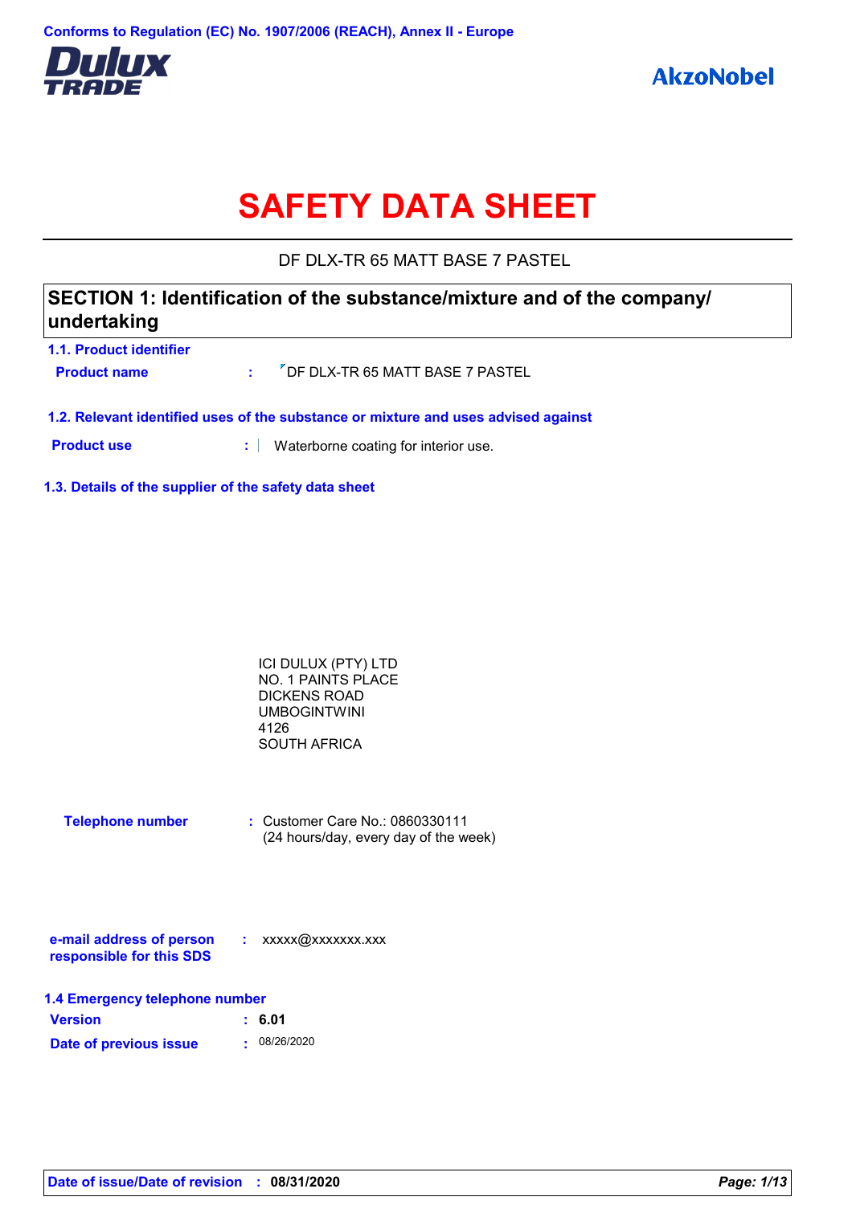Conforms to Regulation (EC) No. 1907/2006 (REACH), Annex II - Europe

Dulux TRADE

AkzoNobel

# SAFETY DATA SHEET

DF DLX-TR 65 MATT BASE 7 PASTEL

## SECTION 1: Identification of the substance/mixture and of the company/ undertaking

### 1.1. Product identifier

**Product name** : DF DLX-TR 65 MATT BASE 7 PASTEL

### 1.2. Relevant identified uses of the substance or mixture and uses advised against

**Product use** : Waterborne coating for interior use.

### 1.3. Details of the supplier of the safety data sheet

ICI DULUX (PTY) LTD
NO. 1 PAINTS PLACE
DICKENS ROAD
UMBOGINTWINI
4126
SOUTH AFRICA

**Telephone number** : Customer Care No.: 0860330111
(24 hours/day, every day of the week)

**e-mail address of person responsible for this SDS** : xxxxx@xxxxxxx.xxx

### 1.4 Emergency telephone number

**Version** : **6.01**

**Date of previous issue** : 08/26/2020

**Date of issue/Date of revision** : **08/31/2020**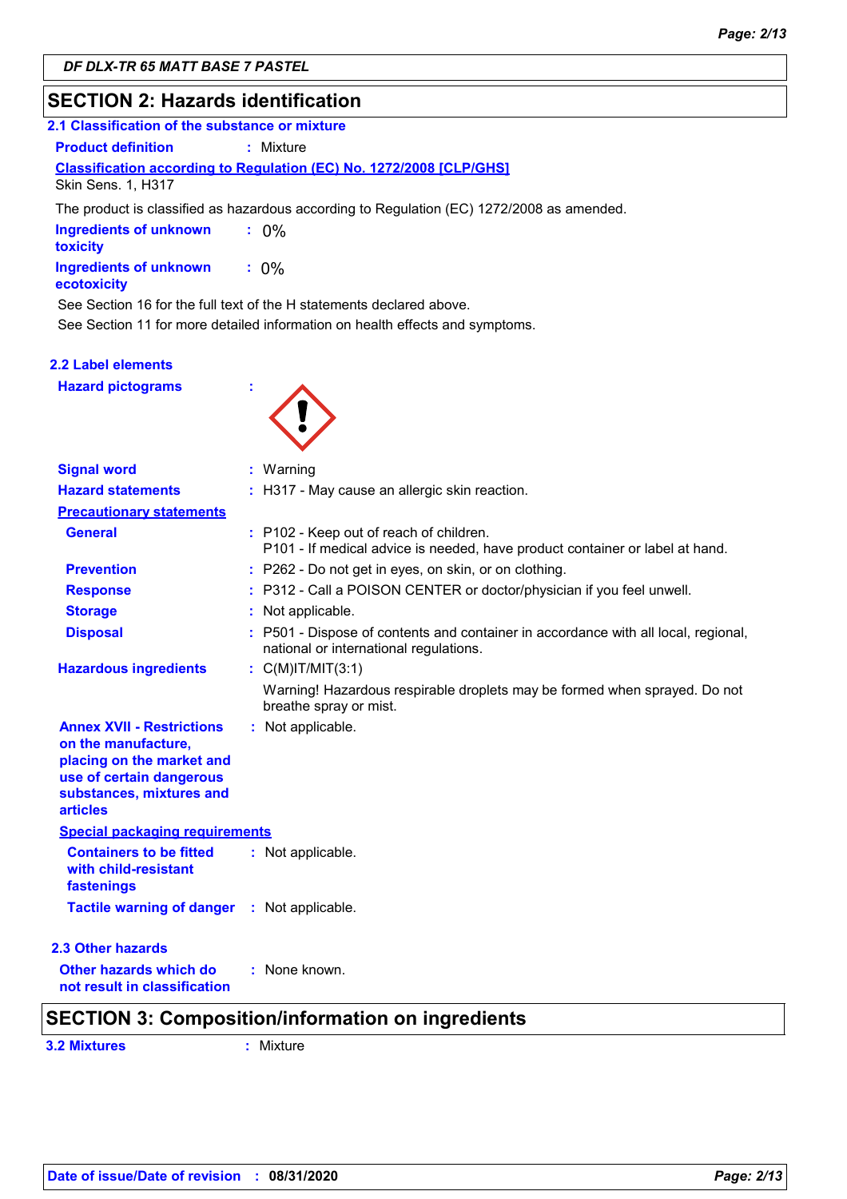DF DLX-TR 65 MATT BASE 7 PASTEL

## SECTION 2: Hazards identification

### 2.1 Classification of the substance or mixture

**Product definition** : Mixture

**Classification according to Regulation (EC) No. 1272/2008 [CLP/GHS]**

Skin Sens. 1, H317

The product is classified as hazardous according to Regulation (EC) 1272/2008 as amended.

**Ingredients of unknown toxicity** : 0%

**Ingredients of unknown ecotoxicity** : 0%

See Section 16 for the full text of the H statements declared above.

See Section 11 for more detailed information on health effects and symptoms.

### 2.2 Label elements

**Hazard pictograms** :

**Signal word** : Warning

**Hazard statements** : H317 - May cause an allergic skin reaction.

**Precautionary statements**

**General** : P102 - Keep out of reach of children.
P101 - If medical advice is needed, have product container or label at hand.

**Prevention** : P262 - Do not get in eyes, on skin, or on clothing.

**Response** : P312 - Call a POISON CENTER or doctor/physician if you feel unwell.

**Storage** : Not applicable.

**Disposal** : P501 - Dispose of contents and container in accordance with all local, regional, national or international regulations.

**Hazardous ingredients** : C(M)IT/MIT(3:1)

Warning! Hazardous respirable droplets may be formed when sprayed. Do not breathe spray or mist.

**Annex XVII - Restrictions on the manufacture, placing on the market and use of certain dangerous substances, mixtures and articles** : Not applicable.

**Special packaging requirements**

**Containers to be fitted with child-resistant fastenings** : Not applicable.

**Tactile warning of danger** : Not applicable.

### 2.3 Other hazards

**Other hazards which do not result in classification** : None known.

## SECTION 3: Composition/information on ingredients

**3.2 Mixtures** : Mixture

Date of issue/Date of revision : 08/31/2020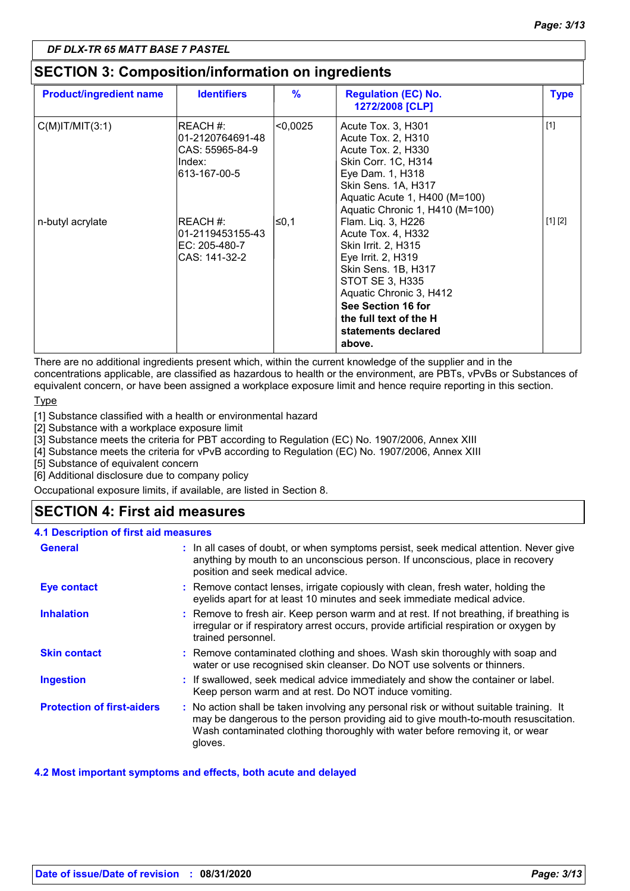DF DLX-TR 65 MATT BASE 7 PASTEL

## SECTION 3: Composition/information on ingredients

| Product/ingredient name | Identifiers | % | Regulation (EC) No. 1272/2008 [CLP] | Type |
|---|---|---|---|---|
| C(M)IT/MIT(3:1) | REACH #: 01-2120764691-48<br>CAS: 55965-84-9<br>Index: 613-167-00-5 | <0,0025 | Acute Tox. 3, H301<br>Acute Tox. 2, H310<br>Acute Tox. 2, H330<br>Skin Corr. 1C, H314<br>Eye Dam. 1, H318<br>Skin Sens. 1A, H317<br>Aquatic Acute 1, H400 (M=100)<br>Aquatic Chronic 1, H410 (M=100) | [1] |
| n-butyl acrylate | REACH #: 01-2119453155-43<br>EC: 205-480-7<br>CAS: 141-32-2 | ≤0,1 | Flam. Liq. 3, H226<br>Acute Tox. 4, H332<br>Skin Irrit. 2, H315<br>Eye Irrit. 2, H319<br>Skin Sens. 1B, H317<br>STOT SE 3, H335<br>Aquatic Chronic 3, H412<br>**See Section 16 for the full text of the H statements declared above.** | [1] [2] |

There are no additional ingredients present which, within the current knowledge of the supplier and in the concentrations applicable, are classified as hazardous to health or the environment, are PBTs, vPvBs or Substances of equivalent concern, or have been assigned a workplace exposure limit and hence require reporting in this section.

Type

[1] Substance classified with a health or environmental hazard
[2] Substance with a workplace exposure limit
[3] Substance meets the criteria for PBT according to Regulation (EC) No. 1907/2006, Annex XIII
[4] Substance meets the criteria for vPvB according to Regulation (EC) No. 1907/2006, Annex XIII
[5] Substance of equivalent concern
[6] Additional disclosure due to company policy

Occupational exposure limits, if available, are listed in Section 8.

## SECTION 4: First aid measures

### 4.1 Description of first aid measures

**General** : In all cases of doubt, or when symptoms persist, seek medical attention. Never give anything by mouth to an unconscious person. If unconscious, place in recovery position and seek medical advice.

**Eye contact** : Remove contact lenses, irrigate copiously with clean, fresh water, holding the eyelids apart for at least 10 minutes and seek immediate medical advice.

**Inhalation** : Remove to fresh air. Keep person warm and at rest. If not breathing, if breathing is irregular or if respiratory arrest occurs, provide artificial respiration or oxygen by trained personnel.

**Skin contact** : Remove contaminated clothing and shoes. Wash skin thoroughly with soap and water or use recognised skin cleanser. Do NOT use solvents or thinners.

**Ingestion** : If swallowed, seek medical advice immediately and show the container or label. Keep person warm and at rest. Do NOT induce vomiting.

**Protection of first-aiders** : No action shall be taken involving any personal risk or without suitable training. It may be dangerous to the person providing aid to give mouth-to-mouth resuscitation. Wash contaminated clothing thoroughly with water before removing it, or wear gloves.

### 4.2 Most important symptoms and effects, both acute and delayed

Date of issue/Date of revision : 08/31/2020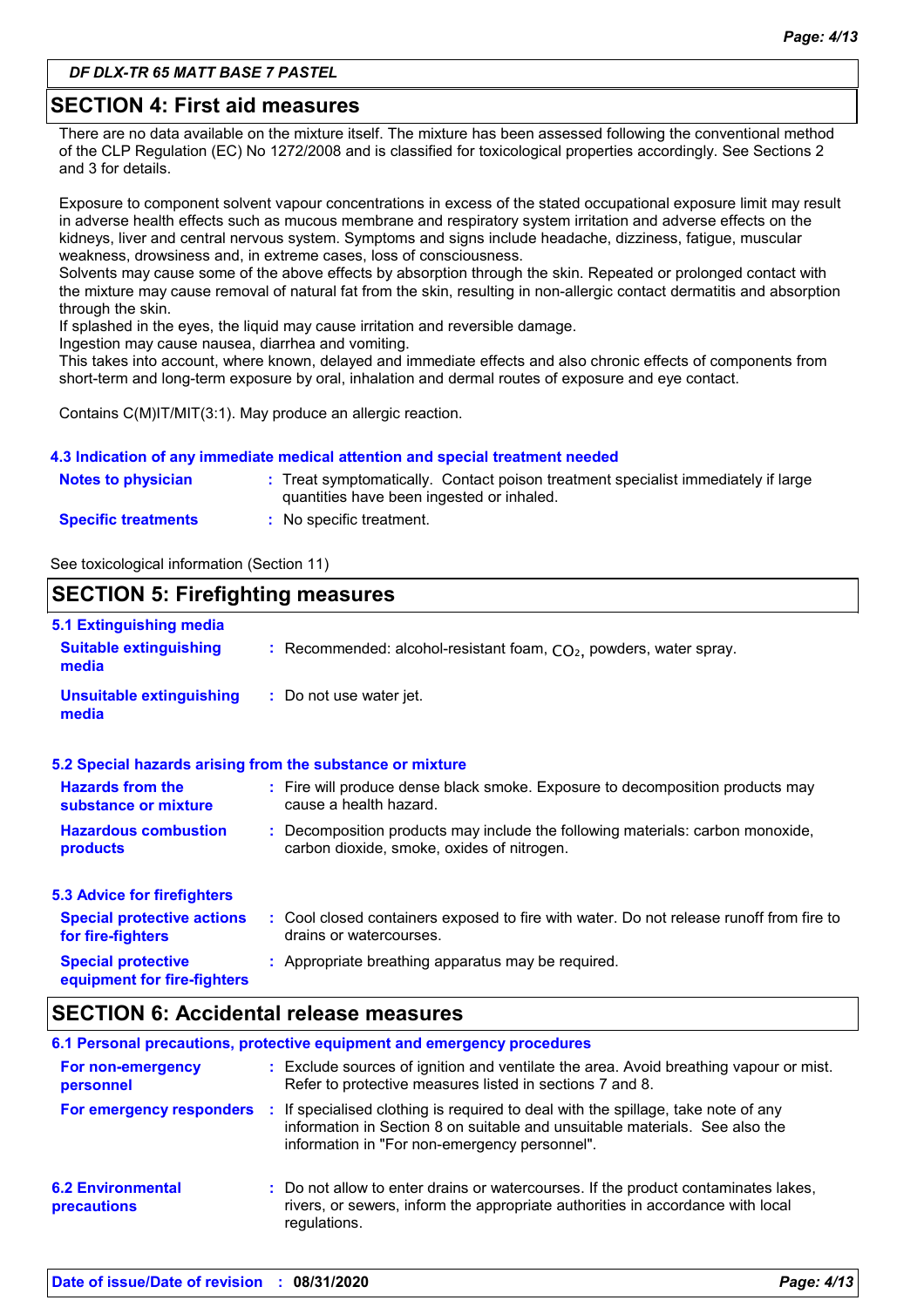## SECTION 4: First aid measures

There are no data available on the mixture itself. The mixture has been assessed following the conventional method of the CLP Regulation (EC) No 1272/2008 and is classified for toxicological properties accordingly. See Sections 2 and 3 for details.

Exposure to component solvent vapour concentrations in excess of the stated occupational exposure limit may result in adverse health effects such as mucous membrane and respiratory system irritation and adverse effects on the kidneys, liver and central nervous system. Symptoms and signs include headache, dizziness, fatigue, muscular weakness, drowsiness and, in extreme cases, loss of consciousness.
Solvents may cause some of the above effects by absorption through the skin. Repeated or prolonged contact with the mixture may cause removal of natural fat from the skin, resulting in non-allergic contact dermatitis and absorption through the skin.
If splashed in the eyes, the liquid may cause irritation and reversible damage.
Ingestion may cause nausea, diarrhea and vomiting.
This takes into account, where known, delayed and immediate effects and also chronic effects of components from short-term and long-term exposure by oral, inhalation and dermal routes of exposure and eye contact.

Contains C(M)IT/MIT(3:1). May produce an allergic reaction.

### 4.3 Indication of any immediate medical attention and special treatment needed

**Notes to physician** : Treat symptomatically. Contact poison treatment specialist immediately if large quantities have been ingested or inhaled.

**Specific treatments** : No specific treatment.

See toxicological information (Section 11)

## SECTION 5: Firefighting measures

### 5.1 Extinguishing media

**Suitable extinguishing media** : Recommended: alcohol-resistant foam, $CO_2$, powders, water spray.

**Unsuitable extinguishing media** : Do not use water jet.

### 5.2 Special hazards arising from the substance or mixture

**Hazards from the substance or mixture** : Fire will produce dense black smoke. Exposure to decomposition products may cause a health hazard.

**Hazardous combustion products** : Decomposition products may include the following materials: carbon monoxide, carbon dioxide, smoke, oxides of nitrogen.

### 5.3 Advice for firefighters

**Special protective actions for fire-fighters** : Cool closed containers exposed to fire with water. Do not release runoff from fire to drains or watercourses.

**Special protective equipment for fire-fighters** : Appropriate breathing apparatus may be required.

## SECTION 6: Accidental release measures

### 6.1 Personal precautions, protective equipment and emergency procedures

**For non-emergency personnel** : Exclude sources of ignition and ventilate the area. Avoid breathing vapour or mist. Refer to protective measures listed in sections 7 and 8.

**For emergency responders** : If specialised clothing is required to deal with the spillage, take note of any information in Section 8 on suitable and unsuitable materials. See also the information in "For non-emergency personnel".

### 6.2 Environmental precautions

: Do not allow to enter drains or watercourses. If the product contaminates lakes, rivers, or sewers, inform the appropriate authorities in accordance with local regulations.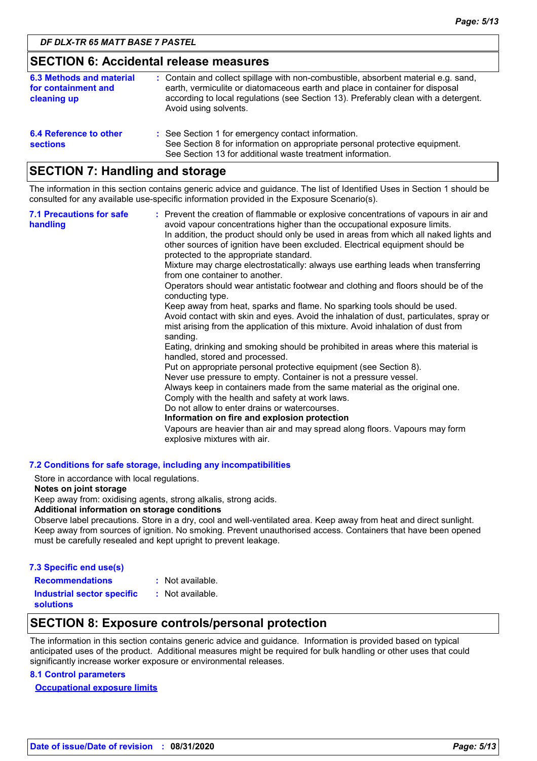## SECTION 6: Accidental release measures

| | |
|---|---|
| **6.3 Methods and material for containment and cleaning up** | : Contain and collect spillage with non-combustible, absorbent material e.g. sand, earth, vermiculite or diatomaceous earth and place in container for disposal according to local regulations (see Section 13). Preferably clean with a detergent. Avoid using solvents. |
| **6.4 Reference to other sections** | : See Section 1 for emergency contact information.<br>See Section 8 for information on appropriate personal protective equipment.<br>See Section 13 for additional waste treatment information. |

## SECTION 7: Handling and storage

The information in this section contains generic advice and guidance. The list of Identified Uses in Section 1 should be consulted for any available use-specific information provided in the Exposure Scenario(s).

**7.1 Precautions for safe handling**

: Prevent the creation of flammable or explosive concentrations of vapours in air and avoid vapour concentrations higher than the occupational exposure limits.
In addition, the product should only be used in areas from which all naked lights and other sources of ignition have been excluded. Electrical equipment should be protected to the appropriate standard.
Mixture may charge electrostatically: always use earthing leads when transferring from one container to another.
Operators should wear antistatic footwear and clothing and floors should be of the conducting type.
Keep away from heat, sparks and flame. No sparking tools should be used.
Avoid contact with skin and eyes. Avoid the inhalation of dust, particulates, spray or mist arising from the application of this mixture. Avoid inhalation of dust from sanding.
Eating, drinking and smoking should be prohibited in areas where this material is handled, stored and processed.
Put on appropriate personal protective equipment (see Section 8).
Never use pressure to empty. Container is not a pressure vessel.
Always keep in containers made from the same material as the original one.
Comply with the health and safety at work laws.
Do not allow to enter drains or watercourses.
**Information on fire and explosion protection**
Vapours are heavier than air and may spread along floors. Vapours may form explosive mixtures with air.

**7.2 Conditions for safe storage, including any incompatibilities**

Store in accordance with local regulations.
**Notes on joint storage**
Keep away from: oxidising agents, strong alkalis, strong acids.
**Additional information on storage conditions**
Observe label precautions. Store in a dry, cool and well-ventilated area. Keep away from heat and direct sunlight. Keep away from sources of ignition. No smoking. Prevent unauthorised access. Containers that have been opened must be carefully resealed and kept upright to prevent leakage.

**7.3 Specific end use(s)**

| | |
|---|---|
| **Recommendations** | : Not available. |
| **Industrial sector specific solutions** | : Not available. |

## SECTION 8: Exposure controls/personal protection

The information in this section contains generic advice and guidance. Information is provided based on typical anticipated uses of the product. Additional measures might be required for bulk handling or other uses that could significantly increase worker exposure or environmental releases.

**8.1 Control parameters**

**Occupational exposure limits**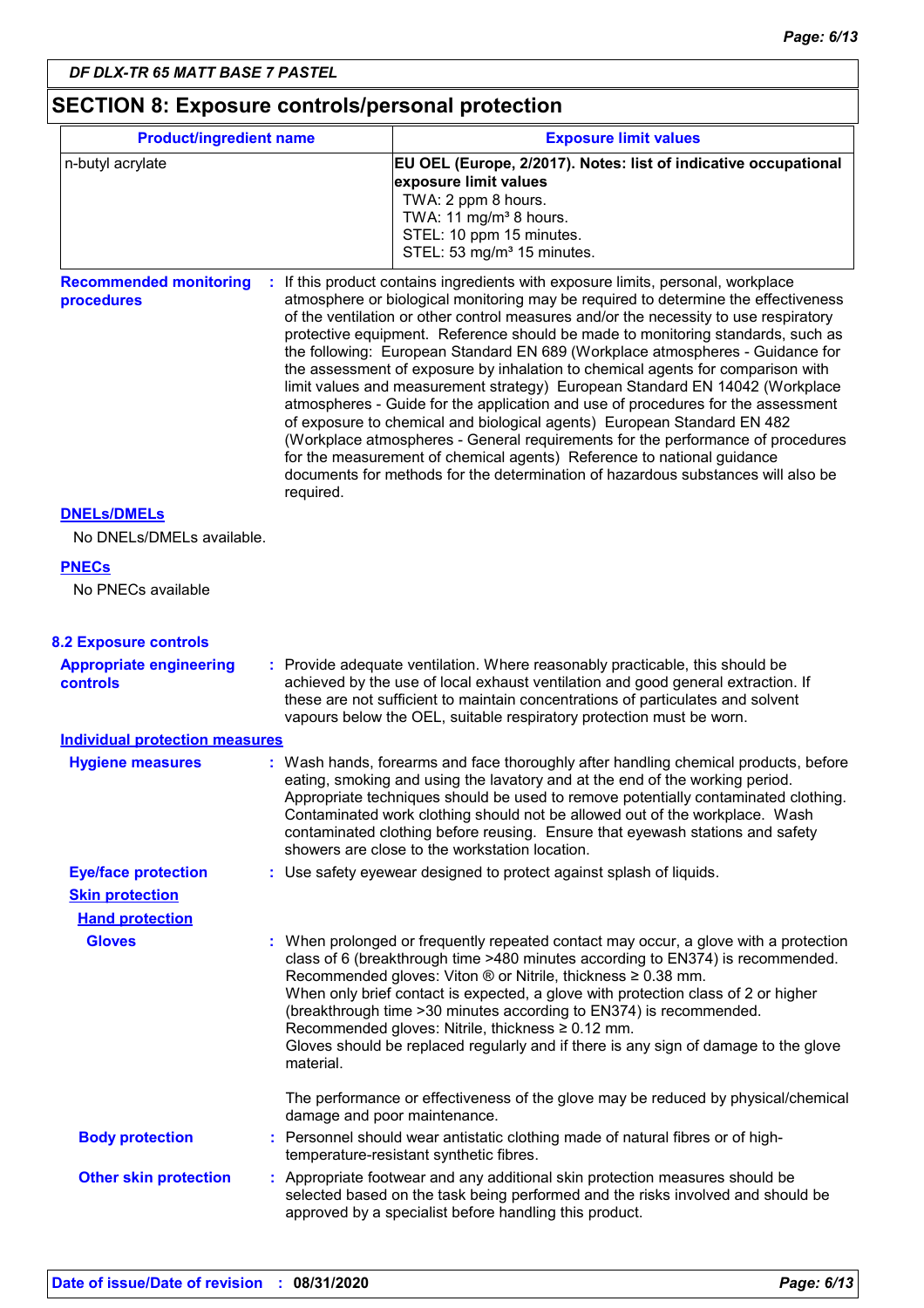DF DLX-TR 65 MATT BASE 7 PASTEL

## SECTION 8: Exposure controls/personal protection

| Product/ingredient name | Exposure limit values |
|---|---|
| n-butyl acrylate | **EU OEL (Europe, 2/2017). Notes: list of indicative occupational exposure limit values**<br>TWA: 2 ppm 8 hours.<br>TWA: 11 mg/m³ 8 hours.<br>STEL: 10 ppm 15 minutes.<br>STEL: 53 mg/m³ 15 minutes. |

**Recommended monitoring procedures** : If this product contains ingredients with exposure limits, personal, workplace atmosphere or biological monitoring may be required to determine the effectiveness of the ventilation or other control measures and/or the necessity to use respiratory protective equipment. Reference should be made to monitoring standards, such as the following: European Standard EN 689 (Workplace atmospheres - Guidance for the assessment of exposure by inhalation to chemical agents for comparison with limit values and measurement strategy) European Standard EN 14042 (Workplace atmospheres - Guide for the application and use of procedures for the assessment of exposure to chemical and biological agents) European Standard EN 482 (Workplace atmospheres - General requirements for the performance of procedures for the measurement of chemical agents) Reference to national guidance documents for methods for the determination of hazardous substances will also be required.

**DNELs/DMELs**

No DNELs/DMELs available.

**PNECs**

No PNECs available

### 8.2 Exposure controls

**Appropriate engineering controls** : Provide adequate ventilation. Where reasonably practicable, this should be achieved by the use of local exhaust ventilation and good general extraction. If these are not sufficient to maintain concentrations of particulates and solvent vapours below the OEL, suitable respiratory protection must be worn.

**Individual protection measures**

**Hygiene measures** : Wash hands, forearms and face thoroughly after handling chemical products, before eating, smoking and using the lavatory and at the end of the working period. Appropriate techniques should be used to remove potentially contaminated clothing. Contaminated work clothing should not be allowed out of the workplace. Wash contaminated clothing before reusing. Ensure that eyewash stations and safety showers are close to the workstation location.

**Eye/face protection** : Use safety eyewear designed to protect against splash of liquids.

**Skin protection**

**Hand protection**

**Gloves** : When prolonged or frequently repeated contact may occur, a glove with a protection class of 6 (breakthrough time >480 minutes according to EN374) is recommended. Recommended gloves: Viton ® or Nitrile, thickness ≥ 0.38 mm.
When only brief contact is expected, a glove with protection class of 2 or higher (breakthrough time >30 minutes according to EN374) is recommended.
Recommended gloves: Nitrile, thickness ≥ 0.12 mm.
Gloves should be replaced regularly and if there is any sign of damage to the glove material.

The performance or effectiveness of the glove may be reduced by physical/chemical damage and poor maintenance.

**Body protection** : Personnel should wear antistatic clothing made of natural fibres or of high-temperature-resistant synthetic fibres.

**Other skin protection** : Appropriate footwear and any additional skin protection measures should be selected based on the task being performed and the risks involved and should be approved by a specialist before handling this product.

**Date of issue/Date of revision** : 08/31/2020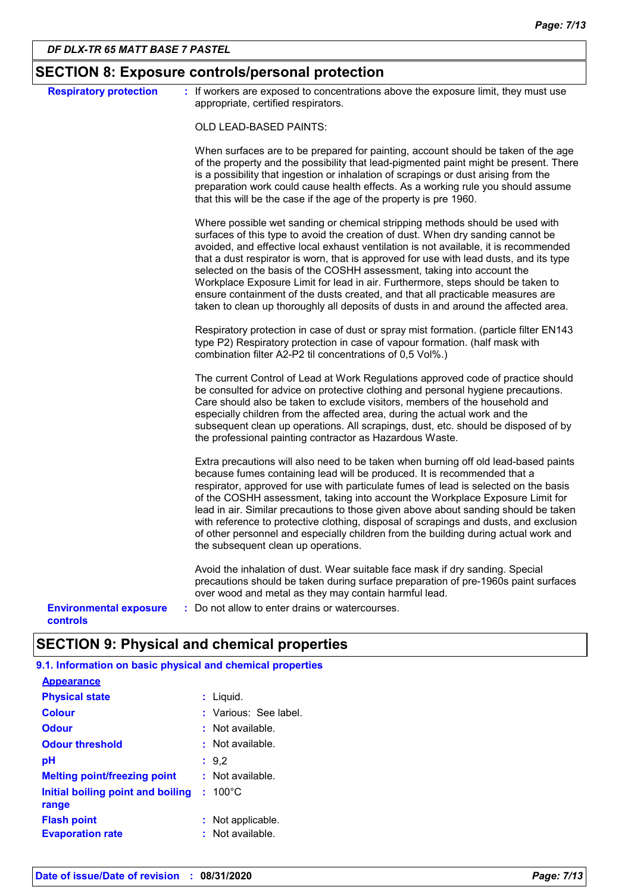## SECTION 8: Exposure controls/personal protection

**Respiratory protection** : If workers are exposed to concentrations above the exposure limit, they must use appropriate, certified respirators.

OLD LEAD-BASED PAINTS:

When surfaces are to be prepared for painting, account should be taken of the age of the property and the possibility that lead-pigmented paint might be present. There is a possibility that ingestion or inhalation of scrapings or dust arising from the preparation work could cause health effects. As a working rule you should assume that this will be the case if the age of the property is pre 1960.

Where possible wet sanding or chemical stripping methods should be used with surfaces of this type to avoid the creation of dust. When dry sanding cannot be avoided, and effective local exhaust ventilation is not available, it is recommended that a dust respirator is worn, that is approved for use with lead dusts, and its type selected on the basis of the COSHH assessment, taking into account the Workplace Exposure Limit for lead in air. Furthermore, steps should be taken to ensure containment of the dusts created, and that all practicable measures are taken to clean up thoroughly all deposits of dusts in and around the affected area.

Respiratory protection in case of dust or spray mist formation. (particle filter EN143 type P2) Respiratory protection in case of vapour formation. (half mask with combination filter A2-P2 til concentrations of 0,5 Vol%.)

The current Control of Lead at Work Regulations approved code of practice should be consulted for advice on protective clothing and personal hygiene precautions. Care should also be taken to exclude visitors, members of the household and especially children from the affected area, during the actual work and the subsequent clean up operations. All scrapings, dust, etc. should be disposed of by the professional painting contractor as Hazardous Waste.

Extra precautions will also need to be taken when burning off old lead-based paints because fumes containing lead will be produced. It is recommended that a respirator, approved for use with particulate fumes of lead is selected on the basis of the COSHH assessment, taking into account the Workplace Exposure Limit for lead in air. Similar precautions to those given above about sanding should be taken with reference to protective clothing, disposal of scrapings and dusts, and exclusion of other personnel and especially children from the building during actual work and the subsequent clean up operations.

Avoid the inhalation of dust. Wear suitable face mask if dry sanding. Special precautions should be taken during surface preparation of pre-1960s paint surfaces over wood and metal as they may contain harmful lead.

**Environmental exposure controls** : Do not allow to enter drains or watercourses.

## SECTION 9: Physical and chemical properties

### 9.1. Information on basic physical and chemical properties

**Appearance**

| | |
|---|---|
| **Physical state** | : Liquid. |
| **Colour** | : Various: See label. |
| **Odour** | : Not available. |
| **Odour threshold** | : Not available. |
| **pH** | : 9,2 |
| **Melting point/freezing point** | : Not available. |
| **Initial boiling point and boiling range** | : 100°C |
| **Flash point** | : Not applicable. |
| **Evaporation rate** | : Not available. |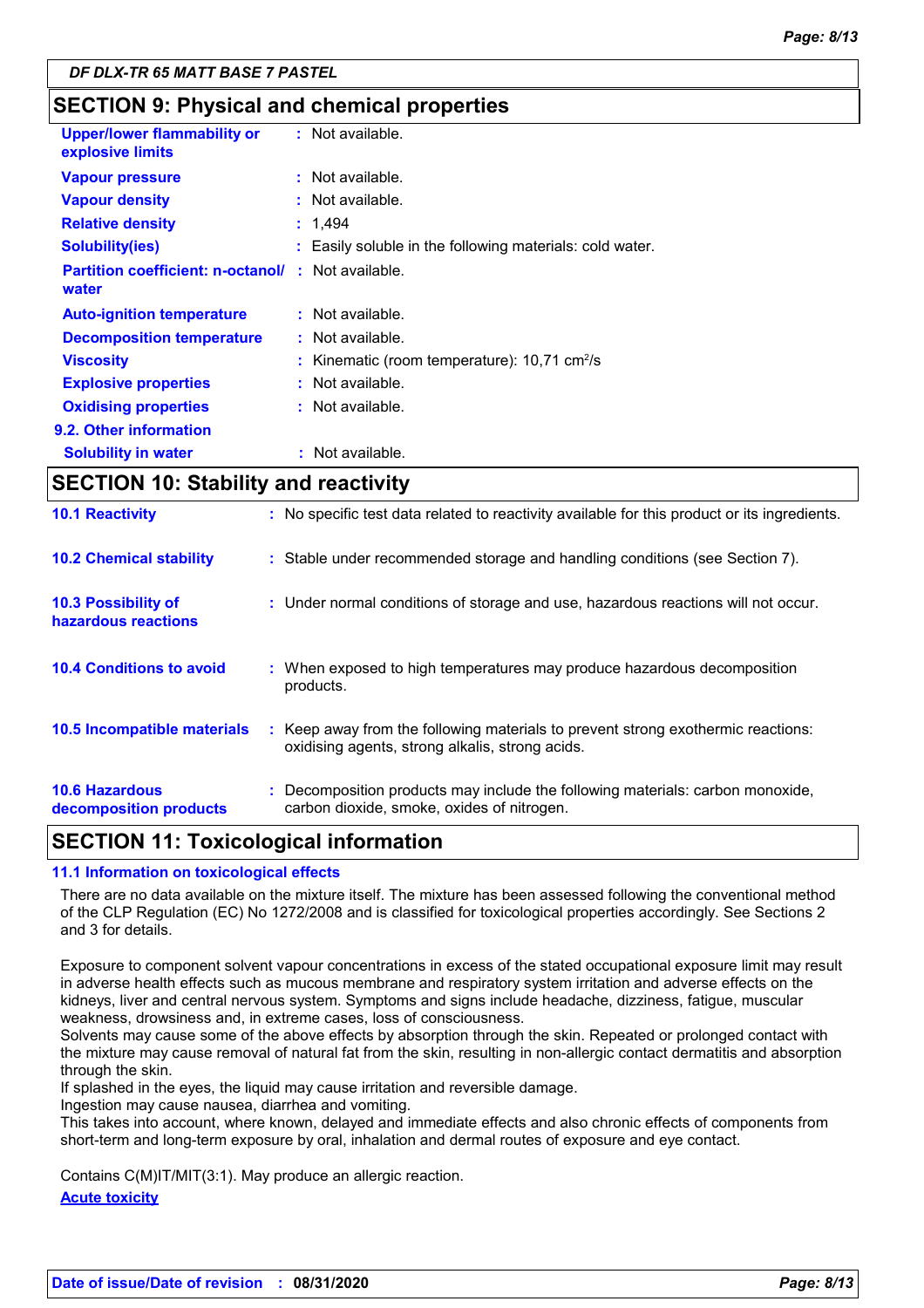## SECTION 9: Physical and chemical properties

| | |
|---|---|
| **Upper/lower flammability or explosive limits** | : Not available. |
| **Vapour pressure** | : Not available. |
| **Vapour density** | : Not available. |
| **Relative density** | : 1,494 |
| **Solubility(ies)** | : Easily soluble in the following materials: cold water. |
| **Partition coefficient: n-octanol/ water** | : Not available. |
| **Auto-ignition temperature** | : Not available. |
| **Decomposition temperature** | : Not available. |
| **Viscosity** | : Kinematic (room temperature): 10,71 $cm^2/s$ |
| **Explosive properties** | : Not available. |
| **Oxidising properties** | : Not available. |

**9.2. Other information**

| | |
|---|---|
| **Solubility in water** | : Not available. |

## SECTION 10: Stability and reactivity

| | |
|---|---|
| **10.1 Reactivity** | : No specific test data related to reactivity available for this product or its ingredients. |
| **10.2 Chemical stability** | : Stable under recommended storage and handling conditions (see Section 7). |
| **10.3 Possibility of hazardous reactions** | : Under normal conditions of storage and use, hazardous reactions will not occur. |
| **10.4 Conditions to avoid** | : When exposed to high temperatures may produce hazardous decomposition products. |
| **10.5 Incompatible materials** | : Keep away from the following materials to prevent strong exothermic reactions: oxidising agents, strong alkalis, strong acids. |
| **10.6 Hazardous decomposition products** | : Decomposition products may include the following materials: carbon monoxide, carbon dioxide, smoke, oxides of nitrogen. |

## SECTION 11: Toxicological information

### 11.1 Information on toxicological effects

There are no data available on the mixture itself. The mixture has been assessed following the conventional method of the CLP Regulation (EC) No 1272/2008 and is classified for toxicological properties accordingly. See Sections 2 and 3 for details.

Exposure to component solvent vapour concentrations in excess of the stated occupational exposure limit may result in adverse health effects such as mucous membrane and respiratory system irritation and adverse effects on the kidneys, liver and central nervous system. Symptoms and signs include headache, dizziness, fatigue, muscular weakness, drowsiness and, in extreme cases, loss of consciousness.
Solvents may cause some of the above effects by absorption through the skin. Repeated or prolonged contact with the mixture may cause removal of natural fat from the skin, resulting in non-allergic contact dermatitis and absorption through the skin.
If splashed in the eyes, the liquid may cause irritation and reversible damage.
Ingestion may cause nausea, diarrhea and vomiting.
This takes into account, where known, delayed and immediate effects and also chronic effects of components from short-term and long-term exposure by oral, inhalation and dermal routes of exposure and eye contact.

Contains C(M)IT/MIT(3:1). May produce an allergic reaction.

**Acute toxicity**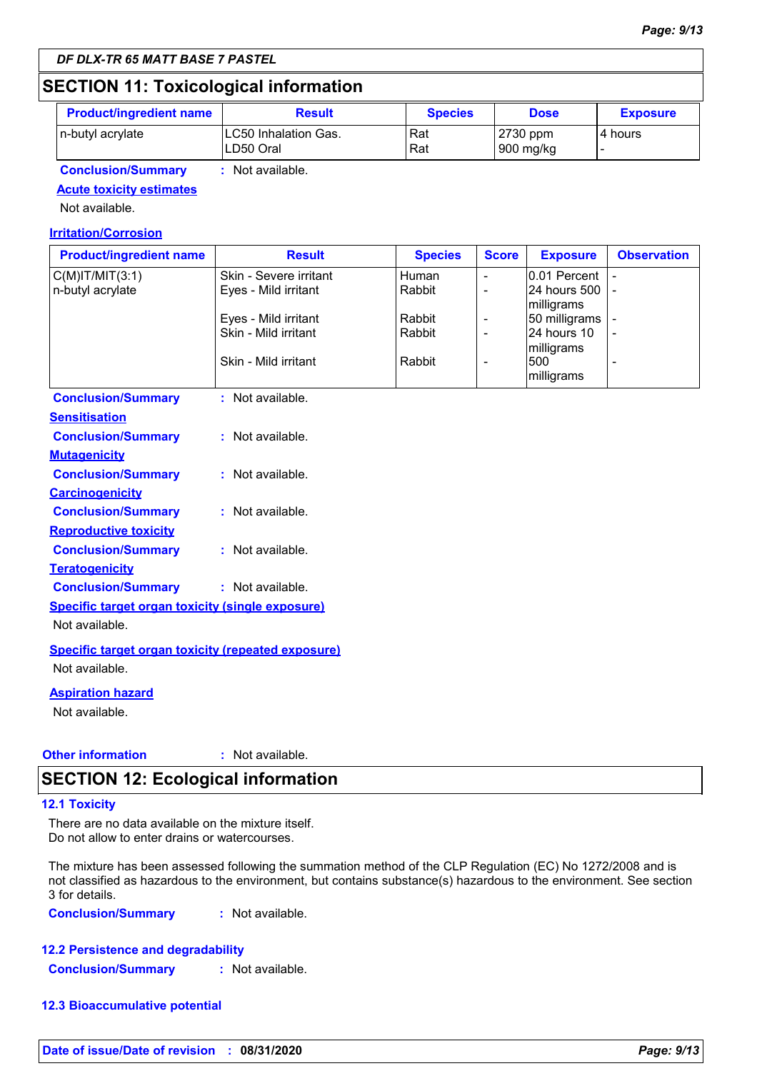DF DLX-TR 65 MATT BASE 7 PASTEL

## SECTION 11: Toxicological information

| Product/ingredient name | Result | Species | Dose | Exposure |
|---|---|---|---|---|
| n-butyl acrylate | LC50 Inhalation Gas.<br>LD50 Oral | Rat<br>Rat | 2730 ppm<br>900 mg/kg | 4 hours<br>- |

**Conclusion/Summary** : Not available.

**Acute toxicity estimates**

Not available.

**Irritation/Corrosion**

| Product/ingredient name | Result | Species | Score | Exposure | Observation |
|---|---|---|---|---|---|
| C(M)IT/MIT(3:1) | Skin - Severe irritant | Human | - | 0.01 Percent | - |
| n-butyl acrylate | Eyes - Mild irritant | Rabbit | - | 24 hours 500 milligrams | - |
| | Eyes - Mild irritant | Rabbit | - | 50 milligrams | - |
| | Skin - Mild irritant | Rabbit | - | 24 hours 10 milligrams | - |
| | Skin - Mild irritant | Rabbit | - | 500 milligrams | - |

**Conclusion/Summary** : Not available.

**Sensitisation**

**Conclusion/Summary** : Not available.

**Mutagenicity**

**Conclusion/Summary** : Not available.

**Carcinogenicity**

**Conclusion/Summary** : Not available.

**Reproductive toxicity**

**Conclusion/Summary** : Not available.

**Teratogenicity**

**Conclusion/Summary** : Not available.

**Specific target organ toxicity (single exposure)**

Not available.

**Specific target organ toxicity (repeated exposure)**

Not available.

**Aspiration hazard**

Not available.

**Other information** : Not available.

## SECTION 12: Ecological information

### 12.1 Toxicity

There are no data available on the mixture itself.
Do not allow to enter drains or watercourses.

The mixture has been assessed following the summation method of the CLP Regulation (EC) No 1272/2008 and is not classified as hazardous to the environment, but contains substance(s) hazardous to the environment. See section 3 for details.

**Conclusion/Summary** : Not available.

### 12.2 Persistence and degradability

**Conclusion/Summary** : Not available.

### 12.3 Bioaccumulative potential

**Date of issue/Date of revision** : 08/31/2020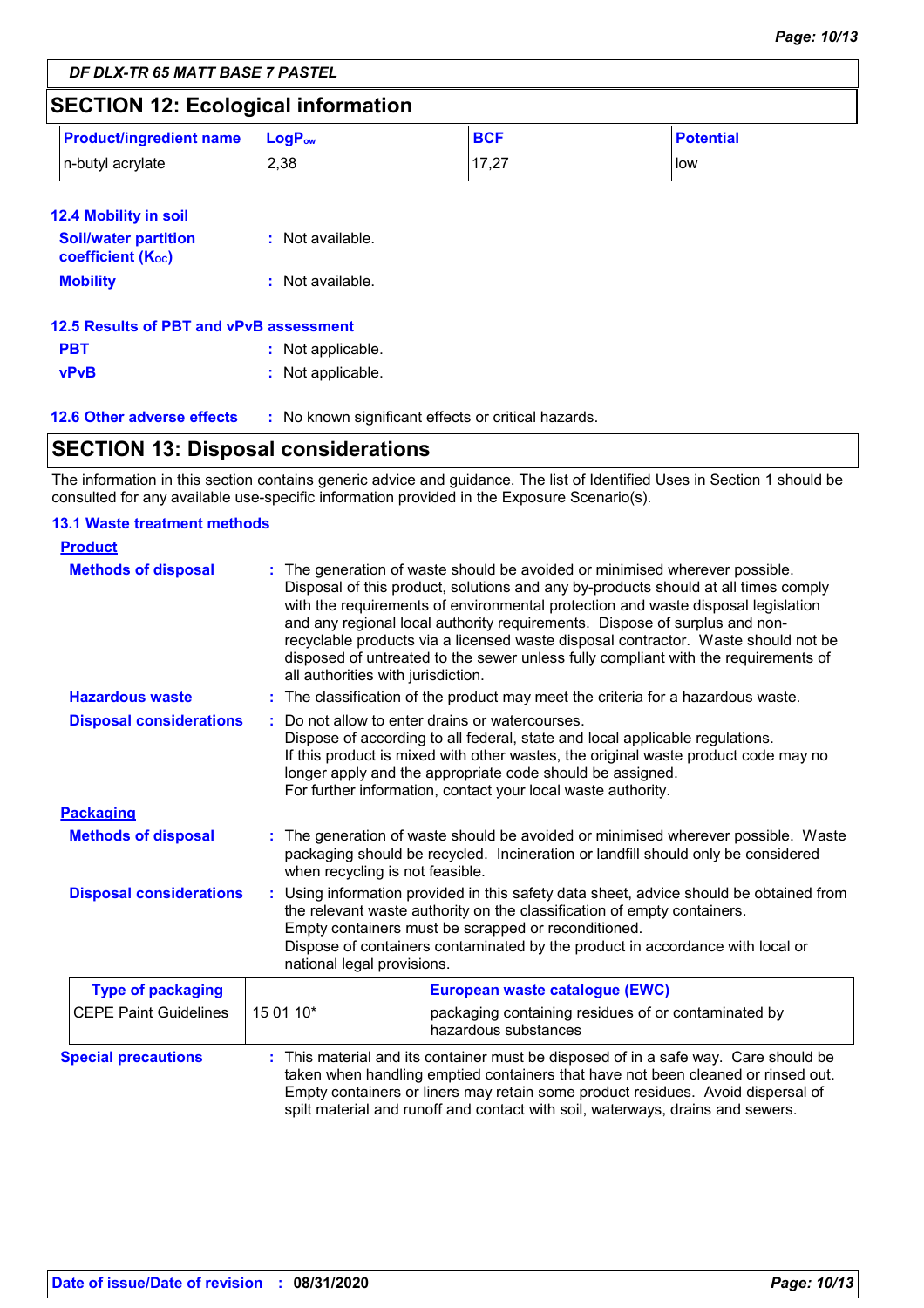DF DLX-TR 65 MATT BASE 7 PASTEL

## SECTION 12: Ecological information

| Product/ingredient name | $LogP_{ow}$ | BCF | Potential |
|---|---|---|---|
| n-butyl acrylate | 2,38 | 17,27 | low |

### 12.4 Mobility in soil

**Soil/water partition coefficient ($K_{OC}$)** : Not available.

**Mobility** : Not available.

### 12.5 Results of PBT and vPvB assessment

**PBT** : Not applicable.

**vPvB** : Not applicable.

### 12.6 Other adverse effects : No known significant effects or critical hazards.

## SECTION 13: Disposal considerations

The information in this section contains generic advice and guidance. The list of Identified Uses in Section 1 should be consulted for any available use-specific information provided in the Exposure Scenario(s).

### 13.1 Waste treatment methods

**Product**

**Methods of disposal** : The generation of waste should be avoided or minimised wherever possible. Disposal of this product, solutions and any by-products should at all times comply with the requirements of environmental protection and waste disposal legislation and any regional local authority requirements. Dispose of surplus and non-recyclable products via a licensed waste disposal contractor. Waste should not be disposed of untreated to the sewer unless fully compliant with the requirements of all authorities with jurisdiction.

**Hazardous waste** : The classification of the product may meet the criteria for a hazardous waste.

**Disposal considerations** : Do not allow to enter drains or watercourses.
Dispose of according to all federal, state and local applicable regulations.
If this product is mixed with other wastes, the original waste product code may no longer apply and the appropriate code should be assigned.
For further information, contact your local waste authority.

**Packaging**

**Methods of disposal** : The generation of waste should be avoided or minimised wherever possible. Waste packaging should be recycled. Incineration or landfill should only be considered when recycling is not feasible.

**Disposal considerations** : Using information provided in this safety data sheet, advice should be obtained from the relevant waste authority on the classification of empty containers.
Empty containers must be scrapped or reconditioned.
Dispose of containers contaminated by the product in accordance with local or national legal provisions.

| Type of packaging | European waste catalogue (EWC) | |
|---|---|---|
| CEPE Paint Guidelines | 15 01 10* | packaging containing residues of or contaminated by hazardous substances |

**Special precautions** : This material and its container must be disposed of in a safe way. Care should be taken when handling emptied containers that have not been cleaned or rinsed out. Empty containers or liners may retain some product residues. Avoid dispersal of spilt material and runoff and contact with soil, waterways, drains and sewers.

Date of issue/Date of revision : 08/31/2020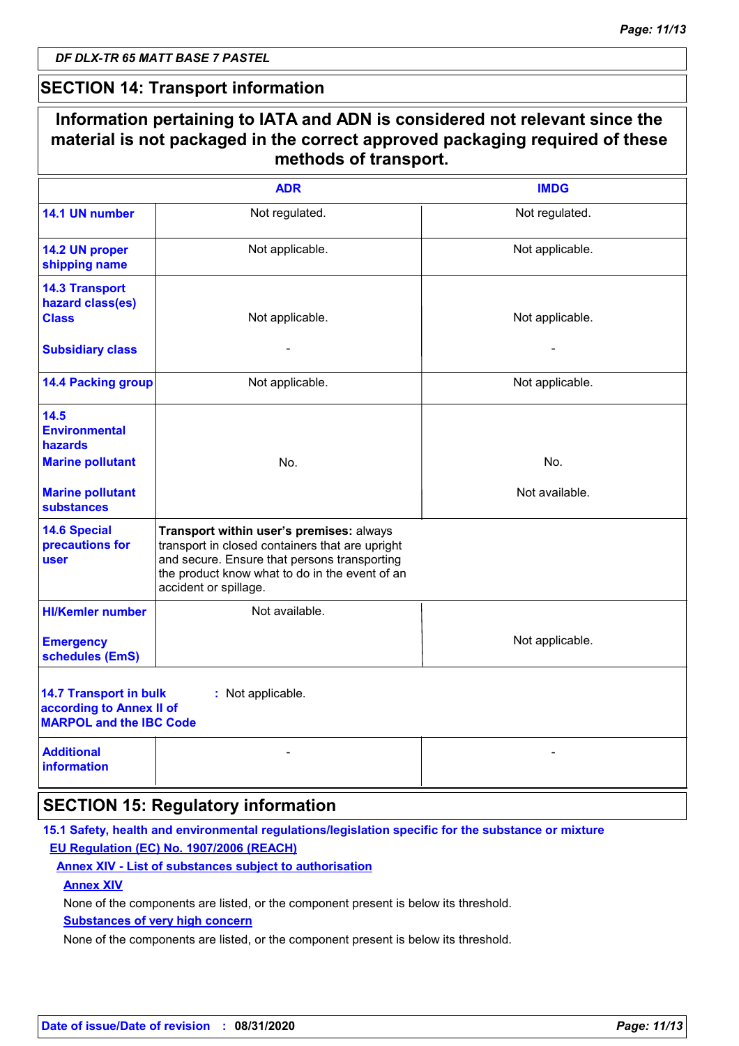**DF DLX-TR 65 MATT BASE 7 PASTEL**

## SECTION 14: Transport information

**Information pertaining to IATA and ADN is considered not relevant since the material is not packaged in the correct approved packaging required of these methods of transport.**

| | ADR | IMDG |
|---|---|---|
| **14.1 UN number** | Not regulated. | Not regulated. |
| **14.2 UN proper shipping name** | Not applicable. | Not applicable. |
| **14.3 Transport hazard class(es) Class** | Not applicable. | Not applicable. |
| **Subsidiary class** | - | - |
| **14.4 Packing group** | Not applicable. | Not applicable. |
| **14.5 Environmental hazards Marine pollutant** | No. | No. |
| **Marine pollutant substances** | | Not available. |
| **14.6 Special precautions for user** | **Transport within user's premises:** always transport in closed containers that are upright and secure. Ensure that persons transporting the product know what to do in the event of an accident or spillage. | |
| **HI/Kemler number** | Not available. | |
| **Emergency schedules (EmS)** | | Not applicable. |
| **14.7 Transport in bulk according to Annex II of MARPOL and the IBC Code** | : Not applicable. | |
| **Additional information** | - | - |

## SECTION 15: Regulatory information

**15.1 Safety, health and environmental regulations/legislation specific for the substance or mixture**

**EU Regulation (EC) No. 1907/2006 (REACH)**

**Annex XIV - List of substances subject to authorisation**

**Annex XIV**

None of the components are listed, or the component present is below its threshold.

**Substances of very high concern**

None of the components are listed, or the component present is below its threshold.

**Date of issue/Date of revision** : **08/31/2020**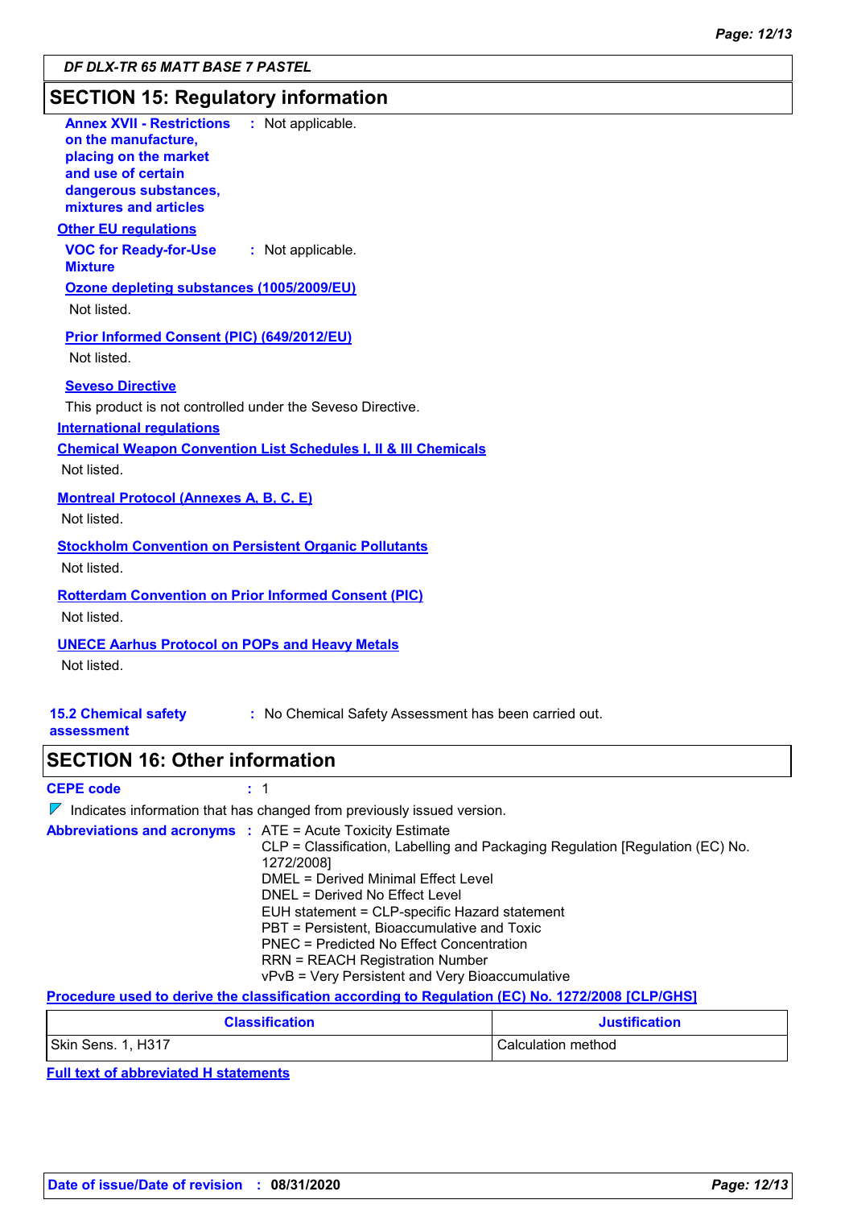## SECTION 15: Regulatory information

**Annex XVII - Restrictions on the manufacture, placing on the market and use of certain dangerous substances, mixtures and articles** : Not applicable.

**Other EU regulations**

**VOC for Ready-for-Use Mixture** : Not applicable.

**Ozone depleting substances (1005/2009/EU)**

Not listed.

**Prior Informed Consent (PIC) (649/2012/EU)**

Not listed.

**Seveso Directive**

This product is not controlled under the Seveso Directive.

**International regulations**

**Chemical Weapon Convention List Schedules I, II & III Chemicals**

Not listed.

**Montreal Protocol (Annexes A, B, C, E)**

Not listed.

**Stockholm Convention on Persistent Organic Pollutants**

Not listed.

**Rotterdam Convention on Prior Informed Consent (PIC)**

Not listed.

**UNECE Aarhus Protocol on POPs and Heavy Metals**

Not listed.

**15.2 Chemical safety assessment** : No Chemical Safety Assessment has been carried out.

## SECTION 16: Other information

**CEPE code** : 1

◤ Indicates information that has changed from previously issued version.

**Abbreviations and acronyms** : ATE = Acute Toxicity Estimate
CLP = Classification, Labelling and Packaging Regulation [Regulation (EC) No. 1272/2008]
DMEL = Derived Minimal Effect Level
DNEL = Derived No Effect Level
EUH statement = CLP-specific Hazard statement
PBT = Persistent, Bioaccumulative and Toxic
PNEC = Predicted No Effect Concentration
RRN = REACH Registration Number
vPvB = Very Persistent and Very Bioaccumulative

**Procedure used to derive the classification according to Regulation (EC) No. 1272/2008 [CLP/GHS]**

| Classification | Justification |
|---|---|
| Skin Sens. 1, H317 | Calculation method |

**Full text of abbreviated H statements**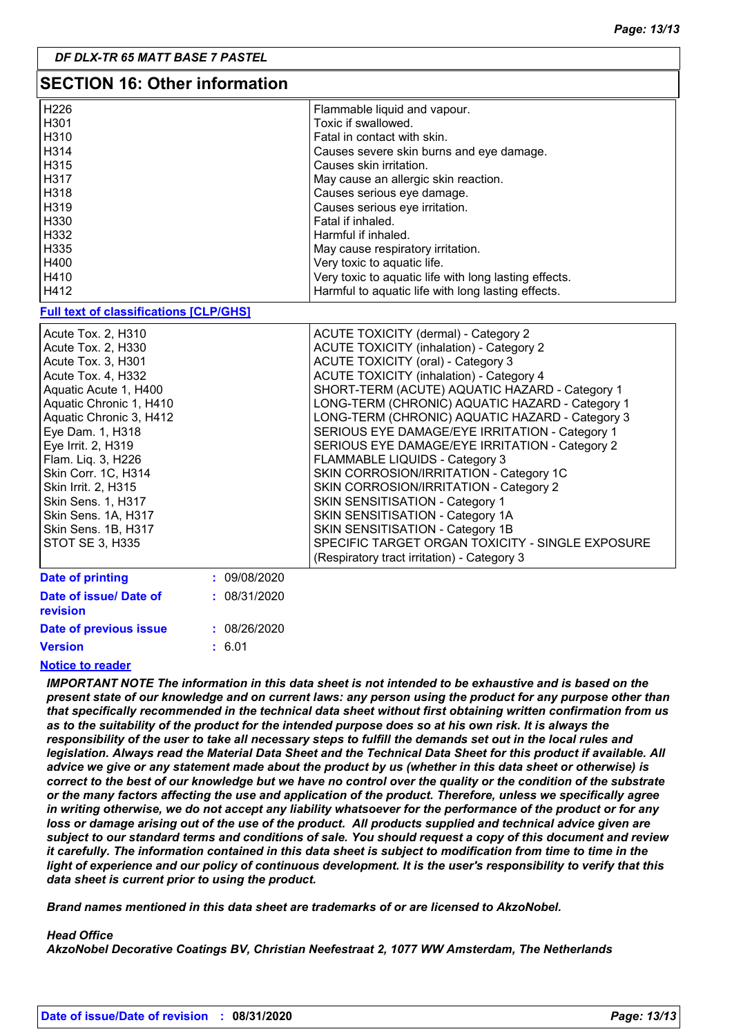DF DLX-TR 65 MATT BASE 7 PASTEL

## SECTION 16: Other information

| | |
|---|---|
| H226 | Flammable liquid and vapour. |
| H301 | Toxic if swallowed. |
| H310 | Fatal in contact with skin. |
| H314 | Causes severe skin burns and eye damage. |
| H315 | Causes skin irritation. |
| H317 | May cause an allergic skin reaction. |
| H318 | Causes serious eye damage. |
| H319 | Causes serious eye irritation. |
| H330 | Fatal if inhaled. |
| H332 | Harmful if inhaled. |
| H335 | May cause respiratory irritation. |
| H400 | Very toxic to aquatic life. |
| H410 | Very toxic to aquatic life with long lasting effects. |
| H412 | Harmful to aquatic life with long lasting effects. |

**Full text of classifications [CLP/GHS]**

| | |
|---|---|
| Acute Tox. 2, H310 | ACUTE TOXICITY (dermal) - Category 2 |
| Acute Tox. 2, H330 | ACUTE TOXICITY (inhalation) - Category 2 |
| Acute Tox. 3, H301 | ACUTE TOXICITY (oral) - Category 3 |
| Acute Tox. 4, H332 | ACUTE TOXICITY (inhalation) - Category 4 |
| Aquatic Acute 1, H400 | SHORT-TERM (ACUTE) AQUATIC HAZARD - Category 1 |
| Aquatic Chronic 1, H410 | LONG-TERM (CHRONIC) AQUATIC HAZARD - Category 1 |
| Aquatic Chronic 3, H412 | LONG-TERM (CHRONIC) AQUATIC HAZARD - Category 3 |
| Eye Dam. 1, H318 | SERIOUS EYE DAMAGE/EYE IRRITATION - Category 1 |
| Eye Irrit. 2, H319 | SERIOUS EYE DAMAGE/EYE IRRITATION - Category 2 |
| Flam. Liq. 3, H226 | FLAMMABLE LIQUIDS - Category 3 |
| Skin Corr. 1C, H314 | SKIN CORROSION/IRRITATION - Category 1C |
| Skin Irrit. 2, H315 | SKIN CORROSION/IRRITATION - Category 2 |
| Skin Sens. 1, H317 | SKIN SENSITISATION - Category 1 |
| Skin Sens. 1A, H317 | SKIN SENSITISATION - Category 1A |
| Skin Sens. 1B, H317 | SKIN SENSITISATION - Category 1B |
| STOT SE 3, H335 | SPECIFIC TARGET ORGAN TOXICITY - SINGLE EXPOSURE (Respiratory tract irritation) - Category 3 |

**Date of printing** : 09/08/2020

**Date of issue/ Date of revision** : 08/31/2020

**Date of previous issue** : 08/26/2020

**Version** : 6.01

**Notice to reader**

***IMPORTANT NOTE The information in this data sheet is not intended to be exhaustive and is based on the present state of our knowledge and on current laws: any person using the product for any purpose other than that specifically recommended in the technical data sheet without first obtaining written confirmation from us as to the suitability of the product for the intended purpose does so at his own risk. It is always the responsibility of the user to take all necessary steps to fulfill the demands set out in the local rules and legislation. Always read the Material Data Sheet and the Technical Data Sheet for this product if available. All advice we give or any statement made about the product by us (whether in this data sheet or otherwise) is correct to the best of our knowledge but we have no control over the quality or the condition of the substrate or the many factors affecting the use and application of the product. Therefore, unless we specifically agree in writing otherwise, we do not accept any liability whatsoever for the performance of the product or for any loss or damage arising out of the use of the product. All products supplied and technical advice given are subject to our standard terms and conditions of sale. You should request a copy of this document and review it carefully. The information contained in this data sheet is subject to modification from time to time in the light of experience and our policy of continuous development. It is the user's responsibility to verify that this data sheet is current prior to using the product.***

***Brand names mentioned in this data sheet are trademarks of or are licensed to AkzoNobel.***

***Head Office***
***AkzoNobel Decorative Coatings BV, Christian Neefestraat 2, 1077 WW Amsterdam, The Netherlands***